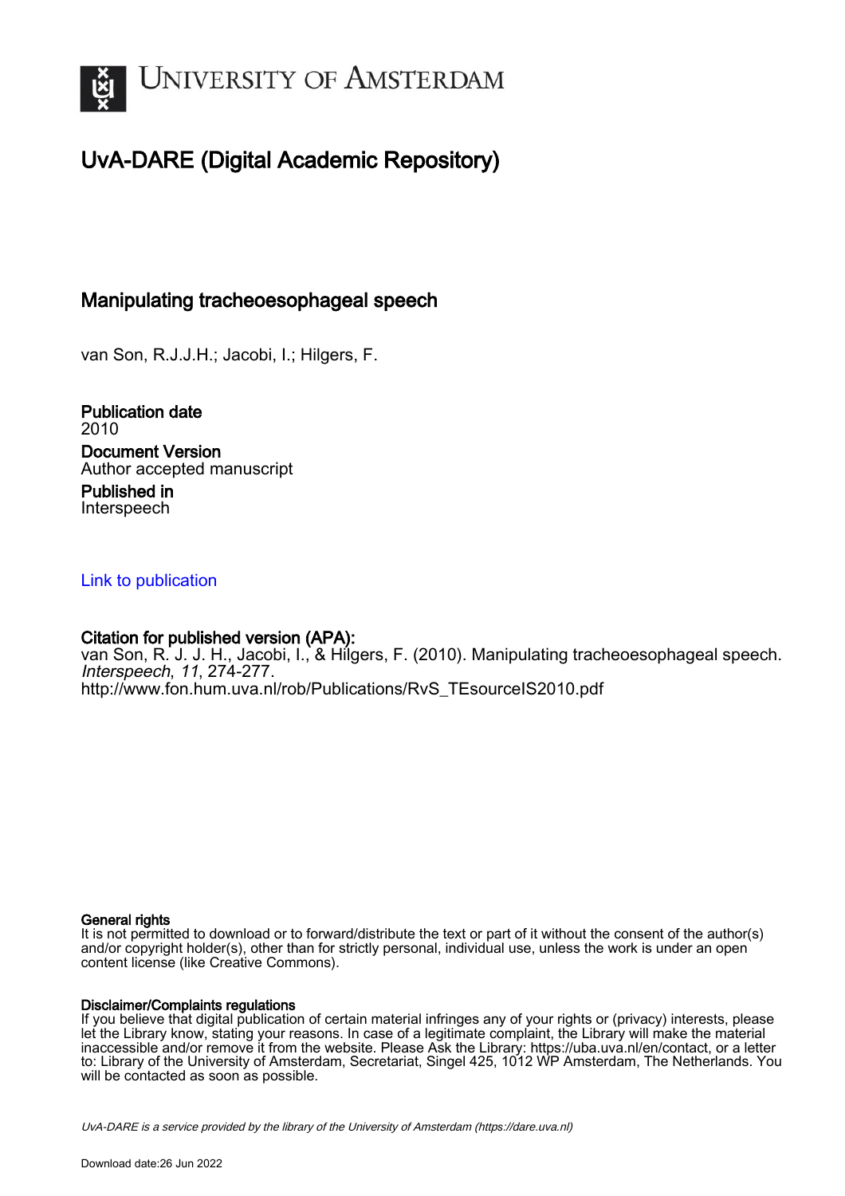UNIVERSITY OF AMSTERDAM

# UvA-DARE (Digital Academic Repository)

## Manipulating tracheoesophageal speech

van Son, R.J.J.H.; Jacobi, I.; Hilgers, F.

**Publication date**
2010

**Document Version**
Author accepted manuscript

**Published in**
Interspeech

Link to publication

**Citation for published version (APA):**
van Son, R. J. J. H., Jacobi, I., & Hilgers, F. (2010). Manipulating tracheoesophageal speech. *Interspeech*, *11*, 274-277.
http://www.fon.hum.uva.nl/rob/Publications/RvS_TEsourceIS2010.pdf

**General rights**
It is not permitted to download or to forward/distribute the text or part of it without the consent of the author(s) and/or copyright holder(s), other than for strictly personal, individual use, unless the work is under an open content license (like Creative Commons).

**Disclaimer/Complaints regulations**
If you believe that digital publication of certain material infringes any of your rights or (privacy) interests, please let the Library know, stating your reasons. In case of a legitimate complaint, the Library will make the material inaccessible and/or remove it from the website. Please Ask the Library: https://uba.uva.nl/en/contact, or a letter to: Library of the University of Amsterdam, Secretariat, Singel 425, 1012 WP Amsterdam, The Netherlands. You will be contacted as soon as possible.

*UvA-DARE is a service provided by the library of the University of Amsterdam (https://dare.uva.nl)*

Download date:26 Jun 2022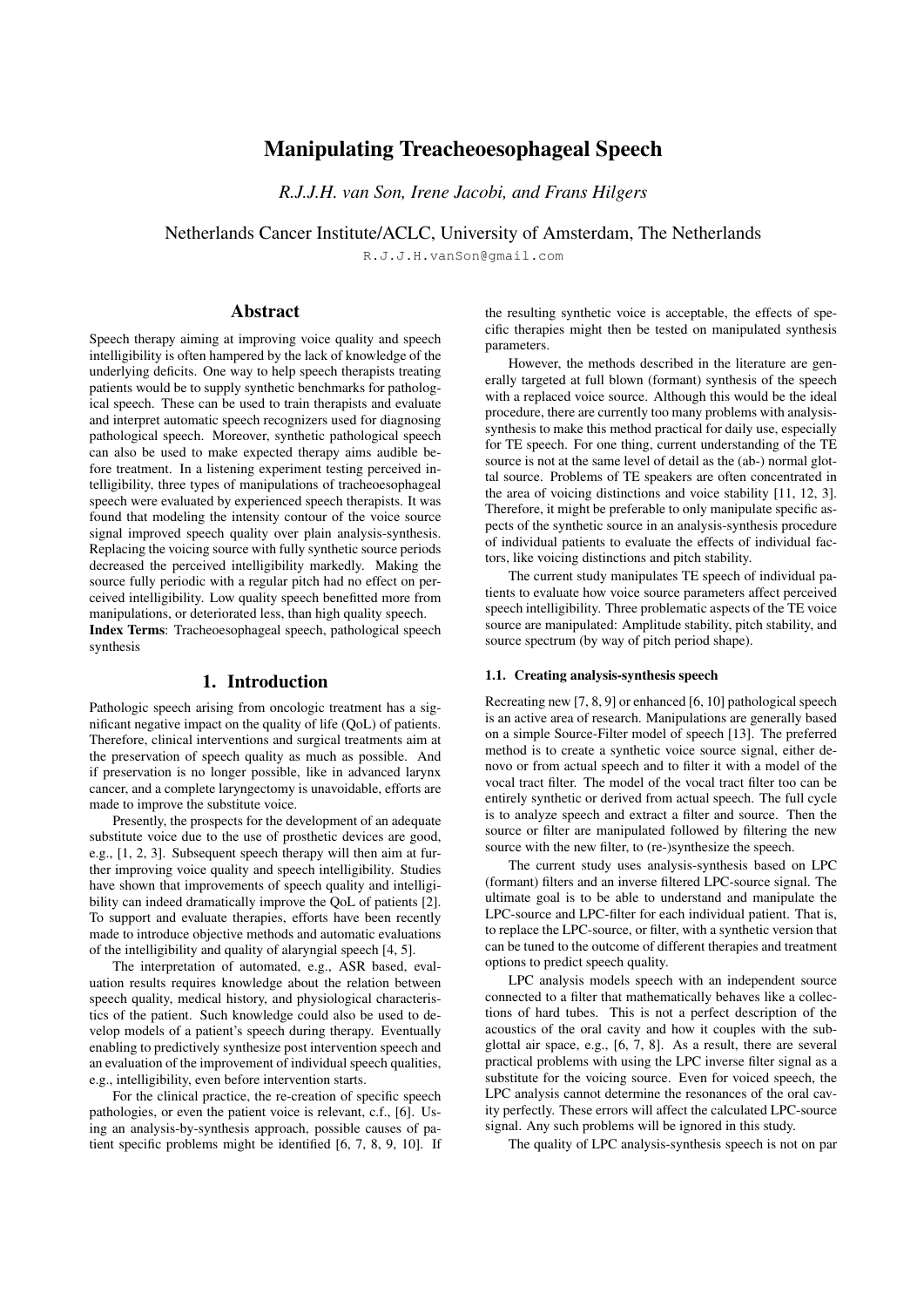# Manipulating Treacheoesophageal Speech

*R.J.J.H. van Son, Irene Jacobi, and Frans Hilgers*

Netherlands Cancer Institute/ACLC, University of Amsterdam, The Netherlands

R.J.J.H.vanSon@gmail.com

## Abstract

Speech therapy aiming at improving voice quality and speech intelligibility is often hampered by the lack of knowledge of the underlying deficits. One way to help speech therapists treating patients would be to supply synthetic benchmarks for pathological speech. These can be used to train therapists and evaluate and interpret automatic speech recognizers used for diagnosing pathological speech. Moreover, synthetic pathological speech can also be used to make expected therapy aims audible before treatment. In a listening experiment testing perceived intelligibility, three types of manipulations of tracheoesophageal speech were evaluated by experienced speech therapists. It was found that modeling the intensity contour of the voice source signal improved speech quality over plain analysis-synthesis. Replacing the voicing source with fully synthetic source periods decreased the perceived intelligibility markedly. Making the source fully periodic with a regular pitch had no effect on perceived intelligibility. Low quality speech benefitted more from manipulations, or deteriorated less, than high quality speech.

**Index Terms**: Tracheoesophageal speech, pathological speech synthesis

## 1. Introduction

Pathologic speech arising from oncologic treatment has a significant negative impact on the quality of life (QoL) of patients. Therefore, clinical interventions and surgical treatments aim at the preservation of speech quality as much as possible. And if preservation is no longer possible, like in advanced larynx cancer, and a complete laryngectomy is unavoidable, efforts are made to improve the substitute voice.

Presently, the prospects for the development of an adequate substitute voice due to the use of prosthetic devices are good, e.g., [1, 2, 3]. Subsequent speech therapy will then aim at further improving voice quality and speech intelligibility. Studies have shown that improvements of speech quality and intelligibility can indeed dramatically improve the QoL of patients [2]. To support and evaluate therapies, efforts have been recently made to introduce objective methods and automatic evaluations of the intelligibility and quality of alaryngial speech [4, 5].

The interpretation of automated, e.g., ASR based, evaluation results requires knowledge about the relation between speech quality, medical history, and physiological characteristics of the patient. Such knowledge could also be used to develop models of a patient's speech during therapy. Eventually enabling to predictively synthesize post intervention speech and an evaluation of the improvement of individual speech qualities, e.g., intelligibility, even before intervention starts.

For the clinical practice, the re-creation of specific speech pathologies, or even the patient voice is relevant, c.f., [6]. Using an analysis-by-synthesis approach, possible causes of patient specific problems might be identified [6, 7, 8, 9, 10]. If the resulting synthetic voice is acceptable, the effects of specific therapies might then be tested on manipulated synthesis parameters.

However, the methods described in the literature are generally targeted at full blown (formant) synthesis of the speech with a replaced voice source. Although this would be the ideal procedure, there are currently too many problems with analysis-synthesis to make this method practical for daily use, especially for TE speech. For one thing, current understanding of the TE source is not at the same level of detail as the (ab-) normal glottal source. Problems of TE speakers are often concentrated in the area of voicing distinctions and voice stability [11, 12, 3]. Therefore, it might be preferable to only manipulate specific aspects of the synthetic source in an analysis-synthesis procedure of individual patients to evaluate the effects of individual factors, like voicing distinctions and pitch stability.

The current study manipulates TE speech of individual patients to evaluate how voice source parameters affect perceived speech intelligibility. Three problematic aspects of the TE voice source are manipulated: Amplitude stability, pitch stability, and source spectrum (by way of pitch period shape).

### 1.1. Creating analysis-synthesis speech

Recreating new [7, 8, 9] or enhanced [6, 10] pathological speech is an active area of research. Manipulations are generally based on a simple Source-Filter model of speech [13]. The preferred method is to create a synthetic voice source signal, either denovo or from actual speech and to filter it with a model of the vocal tract filter. The model of the vocal tract filter too can be entirely synthetic or derived from actual speech. The full cycle is to analyze speech and extract a filter and source. Then the source or filter are manipulated followed by filtering the new source with the new filter, to (re-)synthesize the speech.

The current study uses analysis-synthesis based on LPC (formant) filters and an inverse filtered LPC-source signal. The ultimate goal is to be able to understand and manipulate the LPC-source and LPC-filter for each individual patient. That is, to replace the LPC-source, or filter, with a synthetic version that can be tuned to the outcome of different therapies and treatment options to predict speech quality.

LPC analysis models speech with an independent source connected to a filter that mathematically behaves like a collections of hard tubes. This is not a perfect description of the acoustics of the oral cavity and how it couples with the subglottal air space, e.g., [6, 7, 8]. As a result, there are several practical problems with using the LPC inverse filter signal as a substitute for the voicing source. Even for voiced speech, the LPC analysis cannot determine the resonances of the oral cavity perfectly. These errors will affect the calculated LPC-source signal. Any such problems will be ignored in this study.

The quality of LPC analysis-synthesis speech is not on par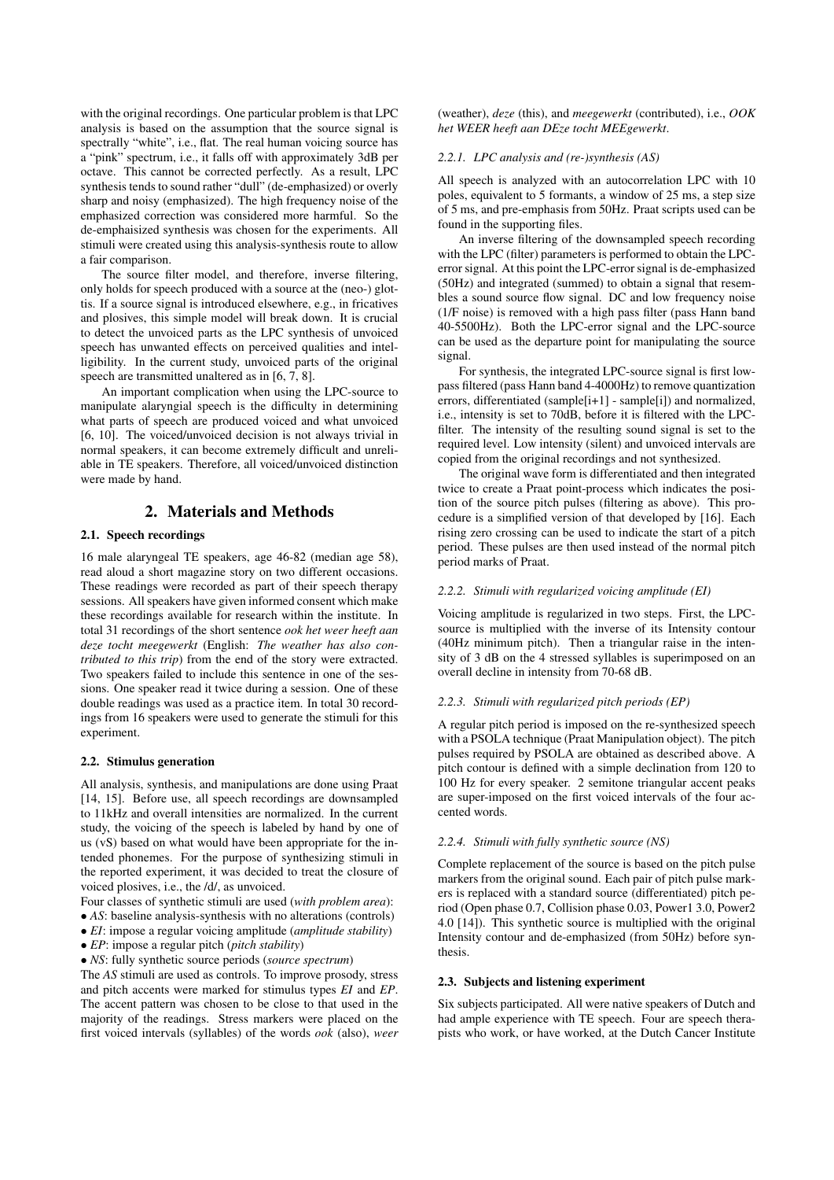with the original recordings. One particular problem is that LPC analysis is based on the assumption that the source signal is spectrally "white", i.e., flat. The real human voicing source has a "pink" spectrum, i.e., it falls off with approximately 3dB per octave. This cannot be corrected perfectly. As a result, LPC synthesis tends to sound rather "dull" (de-emphasized) or overly sharp and noisy (emphasized). The high frequency noise of the emphasized correction was considered more harmful. So the de-emphaisized synthesis was chosen for the experiments. All stimuli were created using this analysis-synthesis route to allow a fair comparison.

The source filter model, and therefore, inverse filtering, only holds for speech produced with a source at the (neo-) glottis. If a source signal is introduced elsewhere, e.g., in fricatives and plosives, this simple model will break down. It is crucial to detect the unvoiced parts as the LPC synthesis of unvoiced speech has unwanted effects on perceived qualities and intelligibility. In the current study, unvoiced parts of the original speech are transmitted unaltered as in [6, 7, 8].

An important complication when using the LPC-source to manipulate alaryngial speech is the difficulty in determining what parts of speech are produced voiced and what unvoiced [6, 10]. The voiced/unvoiced decision is not always trivial in normal speakers, it can become extremely difficult and unreliable in TE speakers. Therefore, all voiced/unvoiced distinction were made by hand.

## 2. Materials and Methods

### 2.1. Speech recordings

16 male alaryngeal TE speakers, age 46-82 (median age 58), read aloud a short magazine story on two different occasions. These readings were recorded as part of their speech therapy sessions. All speakers have given informed consent which make these recordings available for research within the institute. In total 31 recordings of the short sentence *ook het weer heeft aan deze tocht meegewerkt* (English: *The weather has also contributed to this trip*) from the end of the story were extracted. Two speakers failed to include this sentence in one of the sessions. One speaker read it twice during a session. One of these double readings was used as a practice item. In total 30 recordings from 16 speakers were used to generate the stimuli for this experiment.

### 2.2. Stimulus generation

All analysis, synthesis, and manipulations are done using Praat [14, 15]. Before use, all speech recordings are downsampled to 11kHz and overall intensities are normalized. In the current study, the voicing of the speech is labeled by hand by one of us (vS) based on what would have been appropriate for the intended phonemes. For the purpose of synthesizing stimuli in the reported experiment, it was decided to treat the closure of voiced plosives, i.e., the /d/, as unvoiced.

Four classes of synthetic stimuli are used (*with problem area*):

- *AS*: baseline analysis-synthesis with no alterations (controls)
- *EI*: impose a regular voicing amplitude (*amplitude stability*)
- *EP*: impose a regular pitch (*pitch stability*)
- *NS*: fully synthetic source periods (*source spectrum*)

The *AS* stimuli are used as controls. To improve prosody, stress and pitch accents were marked for stimulus types *EI* and *EP*. The accent pattern was chosen to be close to that used in the majority of the readings. Stress markers were placed on the first voiced intervals (syllables) of the words *ook* (also), *weer* (weather), *deze* (this), and *meegewerkt* (contributed), i.e., *OOK het WEER heeft aan DEze tocht MEEgewerkt*.

#### 2.2.1. LPC analysis and (re-)synthesis (AS)

All speech is analyzed with an autocorrelation LPC with 10 poles, equivalent to 5 formants, a window of 25 ms, a step size of 5 ms, and pre-emphasis from 50Hz. Praat scripts used can be found in the supporting files.

An inverse filtering of the downsampled speech recording with the LPC (filter) parameters is performed to obtain the LPC-error signal. At this point the LPC-error signal is de-emphasized (50Hz) and integrated (summed) to obtain a signal that resembles a sound source flow signal. DC and low frequency noise (1/F noise) is removed with a high pass filter (pass Hann band 40-5500Hz). Both the LPC-error signal and the LPC-source can be used as the departure point for manipulating the source signal.

For synthesis, the integrated LPC-source signal is first low-pass filtered (pass Hann band 4-4000Hz) to remove quantization errors, differentiated (sample[i+1] - sample[i]) and normalized, i.e., intensity is set to 70dB, before it is filtered with the LPC-filter. The intensity of the resulting sound signal is set to the required level. Low intensity (silent) and unvoiced intervals are copied from the original recordings and not synthesized.

The original wave form is differentiated and then integrated twice to create a Praat point-process which indicates the position of the source pitch pulses (filtering as above). This procedure is a simplified version of that developed by [16]. Each rising zero crossing can be used to indicate the start of a pitch period. These pulses are then used instead of the normal pitch period marks of Praat.

#### 2.2.2. Stimuli with regularized voicing amplitude (EI)

Voicing amplitude is regularized in two steps. First, the LPC-source is multiplied with the inverse of its Intensity contour (40Hz minimum pitch). Then a triangular raise in the intensity of 3 dB on the 4 stressed syllables is superimposed on an overall decline in intensity from 70-68 dB.

#### 2.2.3. Stimuli with regularized pitch periods (EP)

A regular pitch period is imposed on the re-synthesized speech with a PSOLA technique (Praat Manipulation object). The pitch pulses required by PSOLA are obtained as described above. A pitch contour is defined with a simple declination from 120 to 100 Hz for every speaker. 2 semitone triangular accent peaks are super-imposed on the first voiced intervals of the four accented words.

#### 2.2.4. Stimuli with fully synthetic source (NS)

Complete replacement of the source is based on the pitch pulse markers from the original sound. Each pair of pitch pulse markers is replaced with a standard source (differentiated) pitch period (Open phase 0.7, Collision phase 0.03, Power1 3.0, Power2 4.0 [14]). This synthetic source is multiplied with the original Intensity contour and de-emphasized (from 50Hz) before synthesis.

### 2.3. Subjects and listening experiment

Six subjects participated. All were native speakers of Dutch and had ample experience with TE speech. Four are speech therapists who work, or have worked, at the Dutch Cancer Institute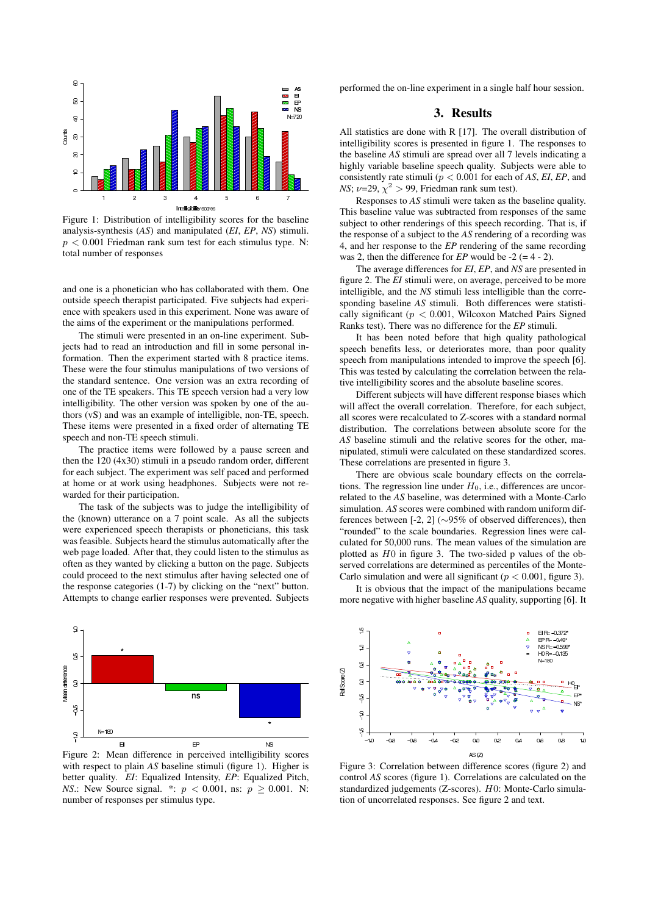Figure 1: Distribution of intelligibility scores for the baseline analysis-synthesis (*AS*) and manipulated (*EI*, *EP*, *NS*) stimuli. $p < 0.001$ Friedman rank sum test for each stimulus type. N: total number of responses

and one is a phonetician who has collaborated with them. One outside speech therapist participated. Five subjects had experience with speakers used in this experiment. None was aware of the aims of the experiment or the manipulations performed.

The stimuli were presented in an on-line experiment. Subjects had to read an introduction and fill in some personal information. Then the experiment started with 8 practice items. These were the four stimulus manipulations of two versions of the standard sentence. One version was an extra recording of one of the TE speakers. This TE speech version had a very low intelligibility. The other version was spoken by one of the authors (vS) and was an example of intelligible, non-TE, speech. These items were presented in a fixed order of alternating TE speech and non-TE speech stimuli.

The practice items were followed by a pause screen and then the 120 (4x30) stimuli in a pseudo random order, different for each subject. The experiment was self paced and performed at home or at work using headphones. Subjects were not rewarded for their participation.

The task of the subjects was to judge the intelligibility of the (known) utterance on a 7 point scale. As all the subjects were experienced speech therapists or phoneticians, this task was feasible. Subjects heard the stimulus automatically after the web page loaded. After that, they could listen to the stimulus as often as they wanted by clicking a button on the page. Subjects could proceed to the next stimulus after having selected one of the response categories (1-7) by clicking on the "next" button. Attempts to change earlier responses were prevented. Subjects performed the on-line experiment in a single half hour session.

Figure 2: Mean difference in perceived intelligibility scores with respect to plain *AS* baseline stimuli (figure 1). Higher is better quality. *EI*: Equalized Intensity, *EP*: Equalized Pitch, *NS*.: New Source signal. *: $p < 0.001$, ns: $p \geq 0.001$. N: number of responses per stimulus type.

## 3. Results

All statistics are done with R [17]. The overall distribution of intelligibility scores is presented in figure 1. The responses to the baseline *AS* stimuli are spread over all 7 levels indicating a highly variable baseline speech quality. Subjects were able to consistently rate stimuli ($p < 0.001$ for each of *AS*, *EI*, *EP*, and *NS*; $\nu$=29, $\chi^2 > 99$, Friedman rank sum test).

Responses to *AS* stimuli were taken as the baseline quality. This baseline value was subtracted from responses of the same subject to other renderings of this speech recording. That is, if the response of a subject to the *AS* rendering of a recording was 4, and her response to the *EP* rendering of the same recording was 2, then the difference for *EP* would be -2 (= 4 - 2).

The average differences for *EI*, *EP*, and *NS* are presented in figure 2. The *EI* stimuli were, on average, perceived to be more intelligible, and the *NS* stimuli less intelligible than the corresponding baseline *AS* stimuli. Both differences were statistically significant ($p < 0.001$, Wilcoxon Matched Pairs Signed Ranks test). There was no difference for the *EP* stimuli.

It has been noted before that high quality pathological speech benefits less, or deteriorates more, than poor quality speech from manipulations intended to improve the speech [6]. This was tested by calculating the correlation between the relative intelligibility scores and the absolute baseline scores.

Different subjects will have different response biases which will affect the overall correlation. Therefore, for each subject, all scores were recalculated to Z-scores with a standard normal distribution. The correlations between absolute score for the *AS* baseline stimuli and the relative scores for the other, manipulated, stimuli were calculated on these standardized scores. These correlations are presented in figure 3.

There are obvious scale boundary effects on the correlations. The regression line under $H_0$, i.e., differences are uncorrelated to the *AS* baseline, was determined with a Monte-Carlo simulation. *AS* scores were combined with random uniform differences between [-2, 2] ($\sim$95% of observed differences), then "rounded" to the scale boundaries. Regression lines were calculated for 50,000 runs. The mean values of the simulation are plotted as $H0$ in figure 3. The two-sided p values of the observed correlations are determined as percentiles of the Monte-Carlo simulation and were all significant ($p < 0.001$, figure 3).

It is obvious that the impact of the manipulations became more negative with higher baseline *AS* quality, supporting [6]. It

Figure 3: Correlation between difference scores (figure 2) and control *AS* scores (figure 1). Correlations are calculated on the standardized judgements (Z-scores). $H0$: Monte-Carlo simulation of uncorrelated responses. See figure 2 and text.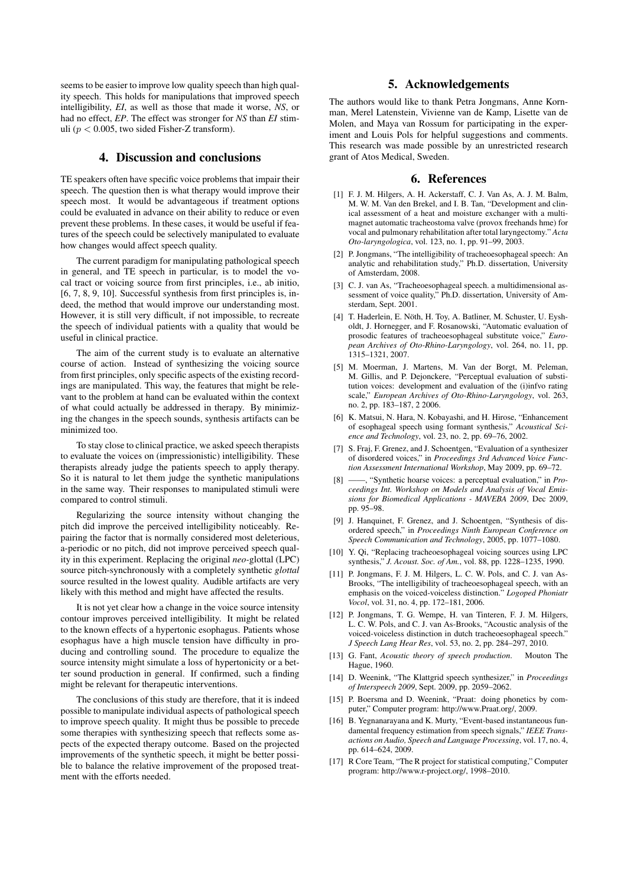seems to be easier to improve low quality speech than high quality speech. This holds for manipulations that improved speech intelligibility, *EI*, as well as those that made it worse, *NS*, or had no effect, *EP*. The effect was stronger for *NS* than *EI* stimuli ($p < 0.005$, two sided Fisher-Z transform).

## 4. Discussion and conclusions

TE speakers often have specific voice problems that impair their speech. The question then is what therapy would improve their speech most. It would be advantageous if treatment options could be evaluated in advance on their ability to reduce or even prevent these problems. In these cases, it would be useful if features of the speech could be selectively manipulated to evaluate how changes would affect speech quality.

The current paradigm for manipulating pathological speech in general, and TE speech in particular, is to model the vocal tract or voicing source from first principles, i.e., ab initio, [6, 7, 8, 9, 10]. Successful synthesis from first principles is, indeed, the method that would improve our understanding most. However, it is still very difficult, if not impossible, to recreate the speech of individual patients with a quality that would be useful in clinical practice.

The aim of the current study is to evaluate an alternative course of action. Instead of synthesizing the voicing source from first principles, only specific aspects of the existing recordings are manipulated. This way, the features that might be relevant to the problem at hand can be evaluated within the context of what could actually be addressed in therapy. By minimizing the changes in the speech sounds, synthesis artifacts can be minimized too.

To stay close to clinical practice, we asked speech therapists to evaluate the voices on (impressionistic) intelligibility. These therapists already judge the patients speech to apply therapy. So it is natural to let them judge the synthetic manipulations in the same way. Their responses to manipulated stimuli were compared to control stimuli.

Regularizing the source intensity without changing the pitch did improve the perceived intelligibility noticeably. Repairing the factor that is normally considered most deleterious, a-periodic or no pitch, did not improve perceived speech quality in this experiment. Replacing the original *neo*-glottal (LPC) source pitch-synchronously with a completely synthetic *glottal* source resulted in the lowest quality. Audible artifacts are very likely with this method and might have affected the results.

It is not yet clear how a change in the voice source intensity contour improves perceived intelligibility. It might be related to the known effects of a hypertonic esophagus. Patients whose esophagus have a high muscle tension have difficulty in producing and controlling sound. The procedure to equalize the source intensity might simulate a loss of hypertonicity or a better sound production in general. If confirmed, such a finding might be relevant for therapeutic interventions.

The conclusions of this study are therefore, that it is indeed possible to manipulate individual aspects of pathological speech to improve speech quality. It might thus be possible to precede some therapies with synthesizing speech that reflects some aspects of the expected therapy outcome. Based on the projected improvements of the synthetic speech, it might be better possible to balance the relative improvement of the proposed treatment with the efforts needed.

## 5. Acknowledgements

The authors would like to thank Petra Jongmans, Anne Kornman, Merel Latenstein, Vivienne van de Kamp, Lisette van de Molen, and Maya van Rossum for participating in the experiment and Louis Pols for helpful suggestions and comments. This research was made possible by an unrestricted research grant of Atos Medical, Sweden.

## 6. References

[1] F. J. M. Hilgers, A. H. Ackerstaff, C. J. Van As, A. J. M. Balm, M. W. M. Van den Brekel, and I. B. Tan, "Development and clinical assessment of a heat and moisture exchanger with a multimagnet automatic tracheostoma valve (provox freehands hme) for vocal and pulmonary rehabilitation after total laryngectomy." *Acta Oto-laryngologica*, vol. 123, no. 1, pp. 91–99, 2003.

[2] P. Jongmans, "The intelligibility of tracheoesophageal speech: An analytic and rehabilitation study," Ph.D. dissertation, University of Amsterdam, 2008.

[3] C. J. van As, "Tracheoesophageal speech. a multidimensional assessment of voice quality," Ph.D. dissertation, University of Amsterdam, Sept. 2001.

[4] T. Haderlein, E. Nöth, H. Toy, A. Batliner, M. Schuster, U. Eysholdt, J. Hornegger, and F. Rosanowski, "Automatic evaluation of prosodic features of tracheoesophageal substitute voice," *European Archives of Oto-Rhino-Laryngology*, vol. 264, no. 11, pp. 1315–1321, 2007.

[5] M. Moerman, J. Martens, M. Van der Borgt, M. Peleman, M. Gillis, and P. Dejonckere, "Perceptual evaluation of substitution voices: development and evaluation of the (i)infvo rating scale," *European Archives of Oto-Rhino-Laryngology*, vol. 263, no. 2, pp. 183–187, 2 2006.

[6] K. Matsui, N. Hara, N. Kobayashi, and H. Hirose, "Enhancement of esophageal speech using formant synthesis," *Acoustical Science and Technology*, vol. 23, no. 2, pp. 69–76, 2002.

[7] S. Fraj, F. Grenez, and J. Schoentgen, "Evaluation of a synthesizer of disordered voices," in *Proceedings 3rd Advanced Voice Function Assessment International Workshop*, May 2009, pp. 69–72.

[8] ——, "Synthetic hoarse voices: a perceptual evaluation," in *Proceedings Int. Workshop on Models and Analysis of Vocal Emissions for Biomedical Applications - MAVEBA 2009*, Dec 2009, pp. 95–98.

[9] J. Hanquinet, F. Grenez, and J. Schoentgen, "Synthesis of disordered speech," in *Proceedings Ninth European Conference on Speech Communication and Technology*, 2005, pp. 1077–1080.

[10] Y. Qi, "Replacing tracheoesophageal voicing sources using LPC synthesis," *J. Acoust. Soc. of Am.*, vol. 88, pp. 1228–1235, 1990.

[11] P. Jongmans, F. J. M. Hilgers, L. C. W. Pols, and C. J. van As-Brooks, "The intelligibility of tracheoesophageal speech, with an emphasis on the voiced-voiceless distinction." *Logoped Phoniatr Vocol*, vol. 31, no. 4, pp. 172–181, 2006.

[12] P. Jongmans, T. G. Wempe, H. van Tinteren, F. J. M. Hilgers, L. C. W. Pols, and C. J. van As-Brooks, "Acoustic analysis of the voiced-voiceless distinction in dutch tracheoesophageal speech." *J Speech Lang Hear Res*, vol. 53, no. 2, pp. 284–297, 2010.

[13] G. Fant, *Acoustic theory of speech production*. Mouton The Hague, 1960.

[14] D. Weenink, "The Klattgrid speech synthesizer," in *Proceedings of Interspeech 2009*, Sept. 2009, pp. 2059–2062.

[15] P. Boersma and D. Weenink, "Praat: doing phonetics by computer," Computer program: http://www.Praat.org/, 2009.

[16] B. Yegnanarayana and K. Murty, "Event-based instantaneous fundamental frequency estimation from speech signals," *IEEE Transactions on Audio, Speech and Language Processing*, vol. 17, no. 4, pp. 614–624, 2009.

[17] R Core Team, "The R project for statistical computing," Computer program: http://www.r-project.org/, 1998–2010.